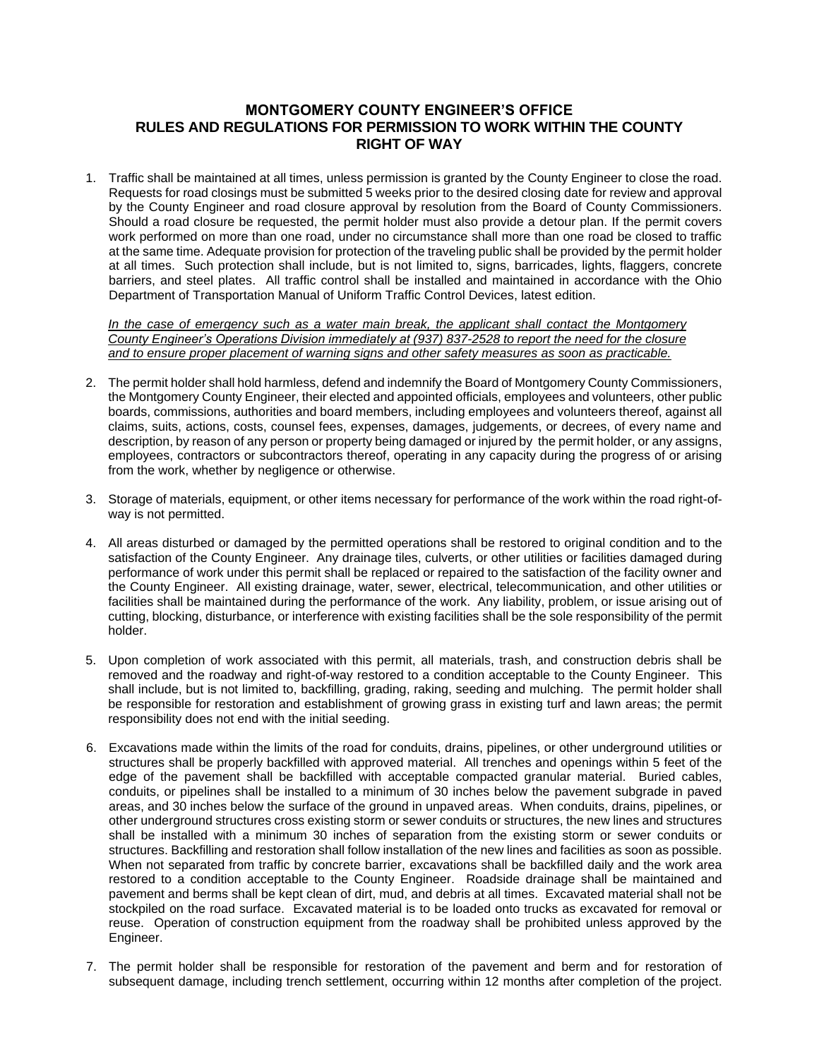# MONTGOMERY COUNTY ENGINEER'S OFFICE
# RULES AND REGULATIONS FOR PERMISSION TO WORK WITHIN THE COUNTY RIGHT OF WAY

1. Traffic shall be maintained at all times, unless permission is granted by the County Engineer to close the road. Requests for road closings must be submitted 5 weeks prior to the desired closing date for review and approval by the County Engineer and road closure approval by resolution from the Board of County Commissioners. Should a road closure be requested, the permit holder must also provide a detour plan. If the permit covers work performed on more than one road, under no circumstance shall more than one road be closed to traffic at the same time. Adequate provision for protection of the traveling public shall be provided by the permit holder at all times. Such protection shall include, but is not limited to, signs, barricades, lights, flaggers, concrete barriers, and steel plates. All traffic control shall be installed and maintained in accordance with the Ohio Department of Transportation Manual of Uniform Traffic Control Devices, latest edition.

   *In the case of emergency such as a water main break, the applicant shall contact the Montgomery County Engineer's Operations Division immediately at (937) 837-2528 to report the need for the closure and to ensure proper placement of warning signs and other safety measures as soon as practicable.*

2. The permit holder shall hold harmless, defend and indemnify the Board of Montgomery County Commissioners, the Montgomery County Engineer, their elected and appointed officials, employees and volunteers, other public boards, commissions, authorities and board members, including employees and volunteers thereof, against all claims, suits, actions, costs, counsel fees, expenses, damages, judgements, or decrees, of every name and description, by reason of any person or property being damaged or injured by the permit holder, or any assigns, employees, contractors or subcontractors thereof, operating in any capacity during the progress of or arising from the work, whether by negligence or otherwise.

3. Storage of materials, equipment, or other items necessary for performance of the work within the road right-of-way is not permitted.

4. All areas disturbed or damaged by the permitted operations shall be restored to original condition and to the satisfaction of the County Engineer. Any drainage tiles, culverts, or other utilities or facilities damaged during performance of work under this permit shall be replaced or repaired to the satisfaction of the facility owner and the County Engineer. All existing drainage, water, sewer, electrical, telecommunication, and other utilities or facilities shall be maintained during the performance of the work. Any liability, problem, or issue arising out of cutting, blocking, disturbance, or interference with existing facilities shall be the sole responsibility of the permit holder.

5. Upon completion of work associated with this permit, all materials, trash, and construction debris shall be removed and the roadway and right-of-way restored to a condition acceptable to the County Engineer. This shall include, but is not limited to, backfilling, grading, raking, seeding and mulching. The permit holder shall be responsible for restoration and establishment of growing grass in existing turf and lawn areas; the permit responsibility does not end with the initial seeding.

6. Excavations made within the limits of the road for conduits, drains, pipelines, or other underground utilities or structures shall be properly backfilled with approved material. All trenches and openings within 5 feet of the edge of the pavement shall be backfilled with acceptable compacted granular material. Buried cables, conduits, or pipelines shall be installed to a minimum of 30 inches below the pavement subgrade in paved areas, and 30 inches below the surface of the ground in unpaved areas. When conduits, drains, pipelines, or other underground structures cross existing storm or sewer conduits or structures, the new lines and structures shall be installed with a minimum 30 inches of separation from the existing storm or sewer conduits or structures. Backfilling and restoration shall follow installation of the new lines and facilities as soon as possible. When not separated from traffic by concrete barrier, excavations shall be backfilled daily and the work area restored to a condition acceptable to the County Engineer. Roadside drainage shall be maintained and pavement and berms shall be kept clean of dirt, mud, and debris at all times. Excavated material shall not be stockpiled on the road surface. Excavated material is to be loaded onto trucks as excavated for removal or reuse. Operation of construction equipment from the roadway shall be prohibited unless approved by the Engineer.

7. The permit holder shall be responsible for restoration of the pavement and berm and for restoration of subsequent damage, including trench settlement, occurring within 12 months after completion of the project.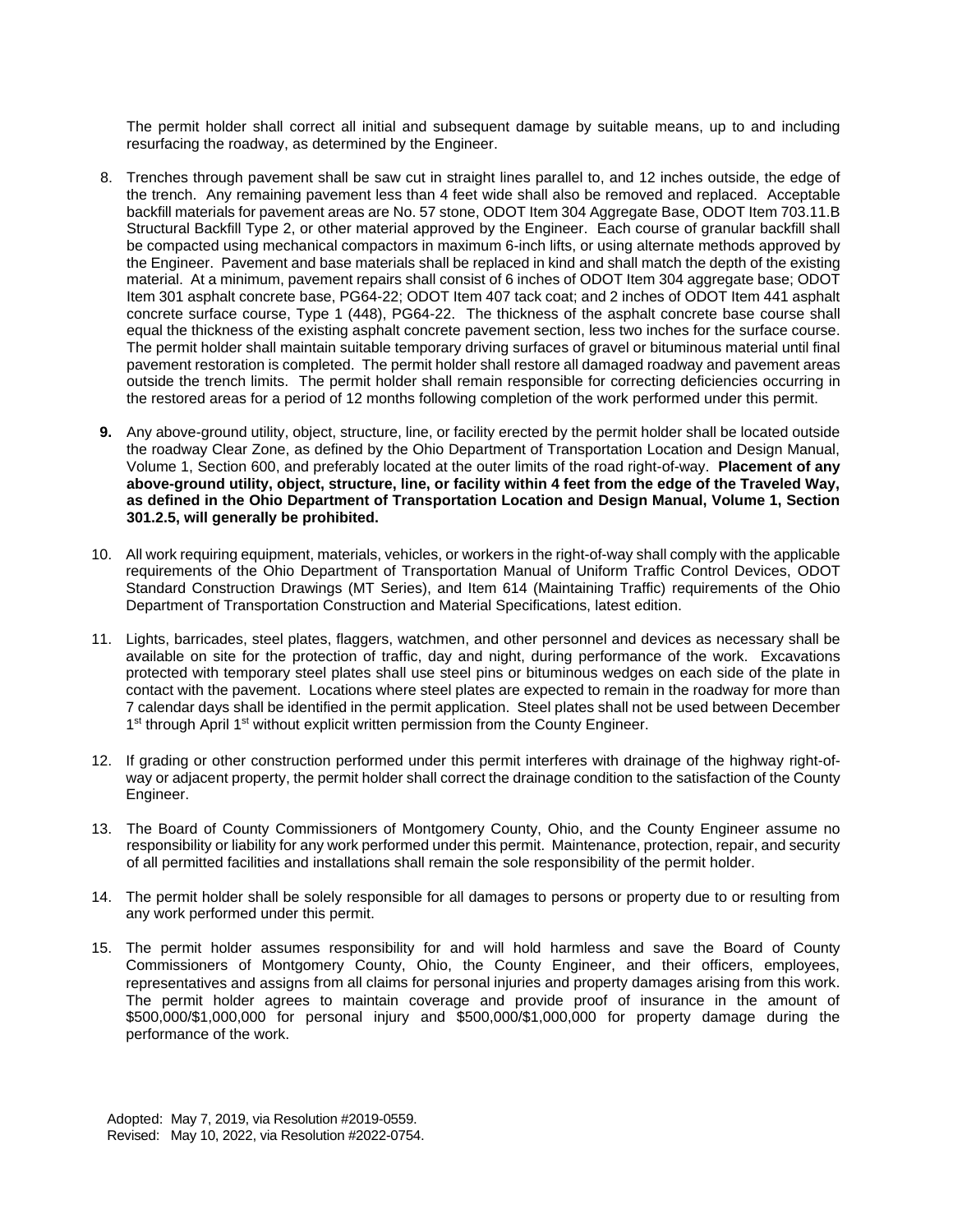The permit holder shall correct all initial and subsequent damage by suitable means, up to and including resurfacing the roadway, as determined by the Engineer.

8. Trenches through pavement shall be saw cut in straight lines parallel to, and 12 inches outside, the edge of the trench. Any remaining pavement less than 4 feet wide shall also be removed and replaced. Acceptable backfill materials for pavement areas are No. 57 stone, ODOT Item 304 Aggregate Base, ODOT Item 703.11.B Structural Backfill Type 2, or other material approved by the Engineer. Each course of granular backfill shall be compacted using mechanical compactors in maximum 6-inch lifts, or using alternate methods approved by the Engineer. Pavement and base materials shall be replaced in kind and shall match the depth of the existing material. At a minimum, pavement repairs shall consist of 6 inches of ODOT Item 304 aggregate base; ODOT Item 301 asphalt concrete base, PG64-22; ODOT Item 407 tack coat; and 2 inches of ODOT Item 441 asphalt concrete surface course, Type 1 (448), PG64-22. The thickness of the asphalt concrete base course shall equal the thickness of the existing asphalt concrete pavement section, less two inches for the surface course. The permit holder shall maintain suitable temporary driving surfaces of gravel or bituminous material until final pavement restoration is completed. The permit holder shall restore all damaged roadway and pavement areas outside the trench limits. The permit holder shall remain responsible for correcting deficiencies occurring in the restored areas for a period of 12 months following completion of the work performed under this permit.

**9.** Any above-ground utility, object, structure, line, or facility erected by the permit holder shall be located outside the roadway Clear Zone, as defined by the Ohio Department of Transportation Location and Design Manual, Volume 1, Section 600, and preferably located at the outer limits of the road right-of-way. **Placement of any above-ground utility, object, structure, line, or facility within 4 feet from the edge of the Traveled Way, as defined in the Ohio Department of Transportation Location and Design Manual, Volume 1, Section 301.2.5, will generally be prohibited.**

10. All work requiring equipment, materials, vehicles, or workers in the right-of-way shall comply with the applicable requirements of the Ohio Department of Transportation Manual of Uniform Traffic Control Devices, ODOT Standard Construction Drawings (MT Series), and Item 614 (Maintaining Traffic) requirements of the Ohio Department of Transportation Construction and Material Specifications, latest edition.

11. Lights, barricades, steel plates, flaggers, watchmen, and other personnel and devices as necessary shall be available on site for the protection of traffic, day and night, during performance of the work. Excavations protected with temporary steel plates shall use steel pins or bituminous wedges on each side of the plate in contact with the pavement. Locations where steel plates are expected to remain in the roadway for more than 7 calendar days shall be identified in the permit application. Steel plates shall not be used between December 1st through April 1st without explicit written permission from the County Engineer.

12. If grading or other construction performed under this permit interferes with drainage of the highway right-of-way or adjacent property, the permit holder shall correct the drainage condition to the satisfaction of the County Engineer.

13. The Board of County Commissioners of Montgomery County, Ohio, and the County Engineer assume no responsibility or liability for any work performed under this permit. Maintenance, protection, repair, and security of all permitted facilities and installations shall remain the sole responsibility of the permit holder.

14. The permit holder shall be solely responsible for all damages to persons or property due to or resulting from any work performed under this permit.

15. The permit holder assumes responsibility for and will hold harmless and save the Board of County Commissioners of Montgomery County, Ohio, the County Engineer, and their officers, employees, representatives and assigns from all claims for personal injuries and property damages arising from this work. The permit holder agrees to maintain coverage and provide proof of insurance in the amount of $500,000/$1,000,000 for personal injury and $500,000/$1,000,000 for property damage during the performance of the work.

Adopted: May 7, 2019, via Resolution #2019-0559.
Revised: May 10, 2022, via Resolution #2022-0754.